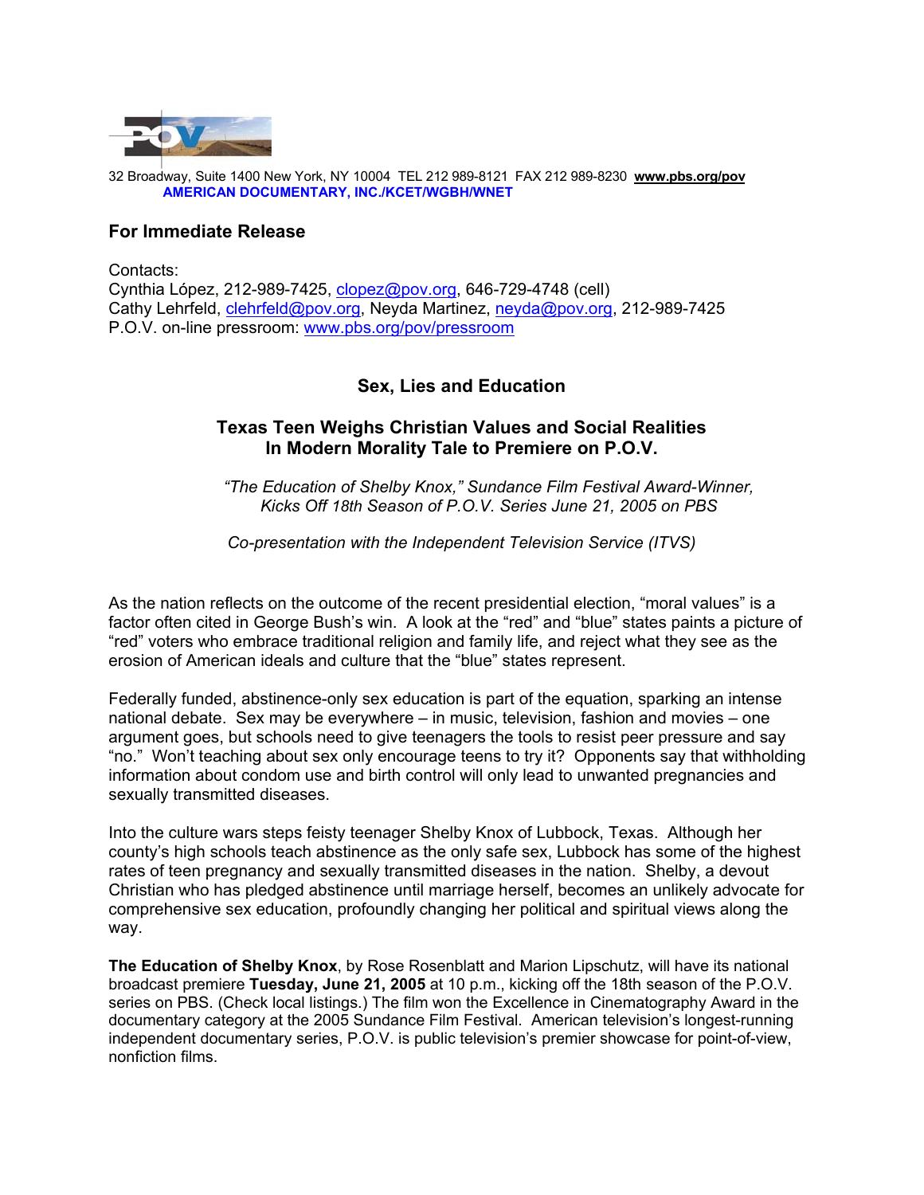32 Broadway, Suite 1400 New York, NY 10004 TEL 212 989-8121 FAX 212 989-8230 **www.pbs.org/pov**
**AMERICAN DOCUMENTARY, INC./KCET/WGBH/WNET**

## For Immediate Release

Contacts:
Cynthia López, 212-989-7425, clopez@pov.org, 646-729-4748 (cell)
Cathy Lehrfeld, clehrfeld@pov.org, Neyda Martinez, neyda@pov.org, 212-989-7425
P.O.V. on-line pressroom: www.pbs.org/pov/pressroom

## Sex, Lies and Education

### Texas Teen Weighs Christian Values and Social Realities In Modern Morality Tale to Premiere on P.O.V.

*"The Education of Shelby Knox," Sundance Film Festival Award-Winner, Kicks Off 18th Season of P.O.V. Series June 21, 2005 on PBS*

*Co-presentation with the Independent Television Service (ITVS)*

As the nation reflects on the outcome of the recent presidential election, "moral values" is a factor often cited in George Bush's win. A look at the "red" and "blue" states paints a picture of "red" voters who embrace traditional religion and family life, and reject what they see as the erosion of American ideals and culture that the "blue" states represent.

Federally funded, abstinence-only sex education is part of the equation, sparking an intense national debate. Sex may be everywhere – in music, television, fashion and movies – one argument goes, but schools need to give teenagers the tools to resist peer pressure and say "no." Won't teaching about sex only encourage teens to try it? Opponents say that withholding information about condom use and birth control will only lead to unwanted pregnancies and sexually transmitted diseases.

Into the culture wars steps feisty teenager Shelby Knox of Lubbock, Texas. Although her county's high schools teach abstinence as the only safe sex, Lubbock has some of the highest rates of teen pregnancy and sexually transmitted diseases in the nation. Shelby, a devout Christian who has pledged abstinence until marriage herself, becomes an unlikely advocate for comprehensive sex education, profoundly changing her political and spiritual views along the way.

**The Education of Shelby Knox**, by Rose Rosenblatt and Marion Lipschutz, will have its national broadcast premiere **Tuesday, June 21, 2005** at 10 p.m., kicking off the 18th season of the P.O.V. series on PBS. (Check local listings.) The film won the Excellence in Cinematography Award in the documentary category at the 2005 Sundance Film Festival. American television's longest-running independent documentary series, P.O.V. is public television's premier showcase for point-of-view, nonfiction films.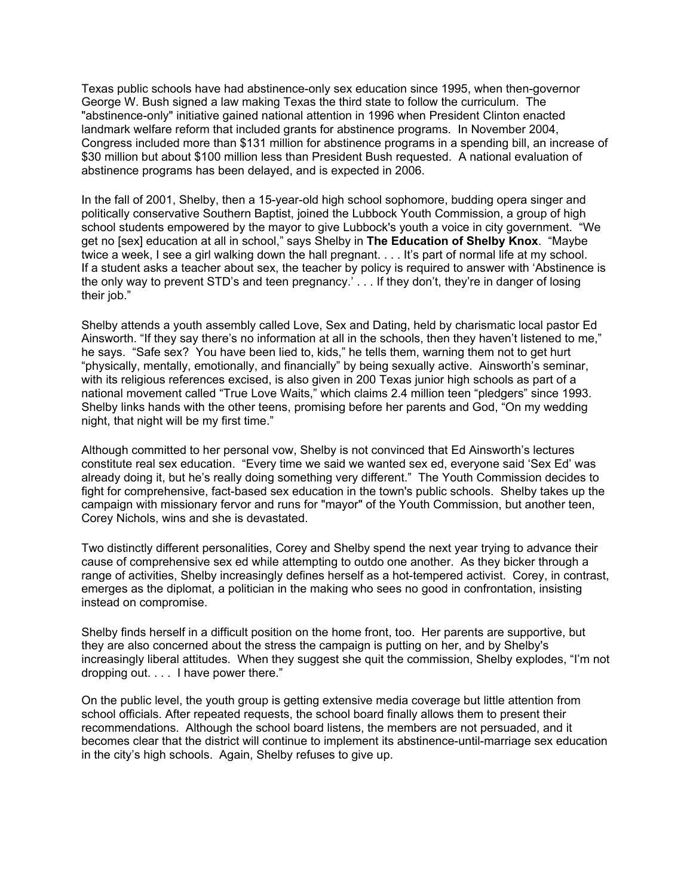Texas public schools have had abstinence-only sex education since 1995, when then-governor George W. Bush signed a law making Texas the third state to follow the curriculum. The "abstinence-only" initiative gained national attention in 1996 when President Clinton enacted landmark welfare reform that included grants for abstinence programs. In November 2004, Congress included more than $131 million for abstinence programs in a spending bill, an increase of $30 million but about $100 million less than President Bush requested. A national evaluation of abstinence programs has been delayed, and is expected in 2006.

In the fall of 2001, Shelby, then a 15-year-old high school sophomore, budding opera singer and politically conservative Southern Baptist, joined the Lubbock Youth Commission, a group of high school students empowered by the mayor to give Lubbock's youth a voice in city government. "We get no [sex] education at all in school," says Shelby in **The Education of Shelby Knox**. "Maybe twice a week, I see a girl walking down the hall pregnant. . . . It's part of normal life at my school. If a student asks a teacher about sex, the teacher by policy is required to answer with 'Abstinence is the only way to prevent STD's and teen pregnancy.' . . . If they don't, they're in danger of losing their job."

Shelby attends a youth assembly called Love, Sex and Dating, held by charismatic local pastor Ed Ainsworth. "If they say there's no information at all in the schools, then they haven't listened to me," he says. "Safe sex? You have been lied to, kids," he tells them, warning them not to get hurt "physically, mentally, emotionally, and financially" by being sexually active. Ainsworth's seminar, with its religious references excised, is also given in 200 Texas junior high schools as part of a national movement called "True Love Waits," which claims 2.4 million teen "pledgers" since 1993. Shelby links hands with the other teens, promising before her parents and God, "On my wedding night, that night will be my first time."

Although committed to her personal vow, Shelby is not convinced that Ed Ainsworth's lectures constitute real sex education. "Every time we said we wanted sex ed, everyone said 'Sex Ed' was already doing it, but he's really doing something very different." The Youth Commission decides to fight for comprehensive, fact-based sex education in the town's public schools. Shelby takes up the campaign with missionary fervor and runs for "mayor" of the Youth Commission, but another teen, Corey Nichols, wins and she is devastated.

Two distinctly different personalities, Corey and Shelby spend the next year trying to advance their cause of comprehensive sex ed while attempting to outdo one another. As they bicker through a range of activities, Shelby increasingly defines herself as a hot-tempered activist. Corey, in contrast, emerges as the diplomat, a politician in the making who sees no good in confrontation, insisting instead on compromise.

Shelby finds herself in a difficult position on the home front, too. Her parents are supportive, but they are also concerned about the stress the campaign is putting on her, and by Shelby's increasingly liberal attitudes. When they suggest she quit the commission, Shelby explodes, "I'm not dropping out. . . . I have power there."

On the public level, the youth group is getting extensive media coverage but little attention from school officials. After repeated requests, the school board finally allows them to present their recommendations. Although the school board listens, the members are not persuaded, and it becomes clear that the district will continue to implement its abstinence-until-marriage sex education in the city's high schools. Again, Shelby refuses to give up.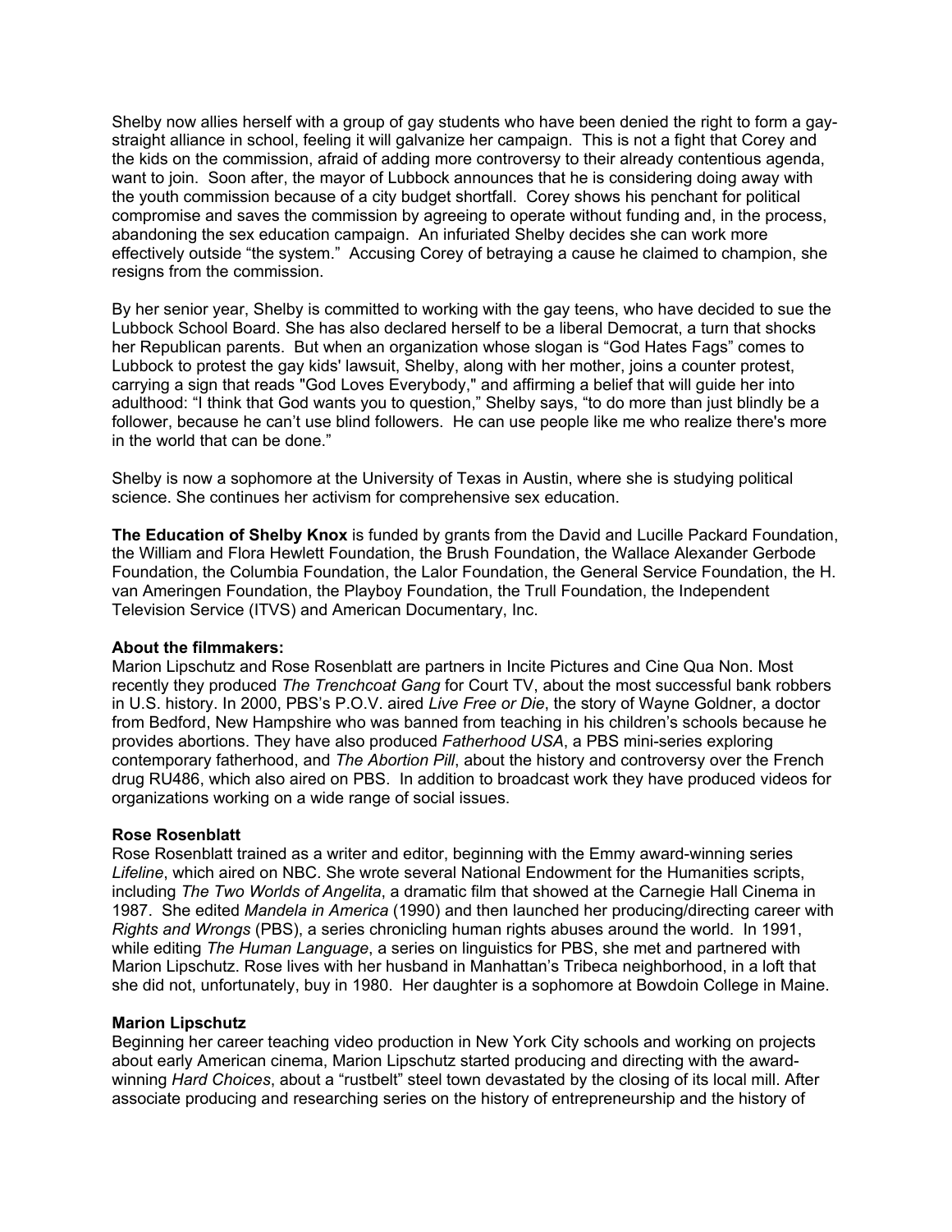Shelby now allies herself with a group of gay students who have been denied the right to form a gay-straight alliance in school, feeling it will galvanize her campaign. This is not a fight that Corey and the kids on the commission, afraid of adding more controversy to their already contentious agenda, want to join. Soon after, the mayor of Lubbock announces that he is considering doing away with the youth commission because of a city budget shortfall. Corey shows his penchant for political compromise and saves the commission by agreeing to operate without funding and, in the process, abandoning the sex education campaign. An infuriated Shelby decides she can work more effectively outside "the system." Accusing Corey of betraying a cause he claimed to champion, she resigns from the commission.

By her senior year, Shelby is committed to working with the gay teens, who have decided to sue the Lubbock School Board. She has also declared herself to be a liberal Democrat, a turn that shocks her Republican parents. But when an organization whose slogan is "God Hates Fags" comes to Lubbock to protest the gay kids' lawsuit, Shelby, along with her mother, joins a counter protest, carrying a sign that reads "God Loves Everybody," and affirming a belief that will guide her into adulthood: "I think that God wants you to question," Shelby says, "to do more than just blindly be a follower, because he can't use blind followers. He can use people like me who realize there's more in the world that can be done."

Shelby is now a sophomore at the University of Texas in Austin, where she is studying political science. She continues her activism for comprehensive sex education.

**The Education of Shelby Knox** is funded by grants from the David and Lucille Packard Foundation, the William and Flora Hewlett Foundation, the Brush Foundation, the Wallace Alexander Gerbode Foundation, the Columbia Foundation, the Lalor Foundation, the General Service Foundation, the H. van Ameringen Foundation, the Playboy Foundation, the Trull Foundation, the Independent Television Service (ITVS) and American Documentary, Inc.

**About the filmmakers:**

Marion Lipschutz and Rose Rosenblatt are partners in Incite Pictures and Cine Qua Non. Most recently they produced *The Trenchcoat Gang* for Court TV, about the most successful bank robbers in U.S. history. In 2000, PBS's P.O.V. aired *Live Free or Die*, the story of Wayne Goldner, a doctor from Bedford, New Hampshire who was banned from teaching in his children's schools because he provides abortions. They have also produced *Fatherhood USA*, a PBS mini-series exploring contemporary fatherhood, and *The Abortion Pill*, about the history and controversy over the French drug RU486, which also aired on PBS. In addition to broadcast work they have produced videos for organizations working on a wide range of social issues.

**Rose Rosenblatt**

Rose Rosenblatt trained as a writer and editor, beginning with the Emmy award-winning series *Lifeline*, which aired on NBC. She wrote several National Endowment for the Humanities scripts, including *The Two Worlds of Angelita*, a dramatic film that showed at the Carnegie Hall Cinema in 1987. She edited *Mandela in America* (1990) and then launched her producing/directing career with *Rights and Wrongs* (PBS), a series chronicling human rights abuses around the world. In 1991, while editing *The Human Language*, a series on linguistics for PBS, she met and partnered with Marion Lipschutz. Rose lives with her husband in Manhattan's Tribeca neighborhood, in a loft that she did not, unfortunately, buy in 1980. Her daughter is a sophomore at Bowdoin College in Maine.

**Marion Lipschutz**

Beginning her career teaching video production in New York City schools and working on projects about early American cinema, Marion Lipschutz started producing and directing with the award-winning *Hard Choices*, about a "rustbelt" steel town devastated by the closing of its local mill. After associate producing and researching series on the history of entrepreneurship and the history of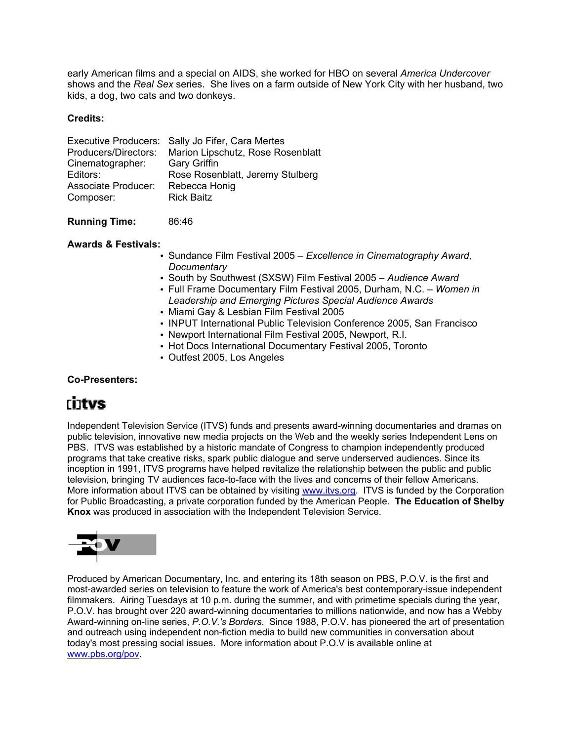early American films and a special on AIDS, she worked for HBO on several *America Undercover* shows and the *Real Sex* series. She lives on a farm outside of New York City with her husband, two kids, a dog, two cats and two donkeys.

**Credits:**

| | |
|---|---|
| Executive Producers: | Sally Jo Fifer, Cara Mertes |
| Producers/Directors: | Marion Lipschutz, Rose Rosenblatt |
| Cinematographer: | Gary Griffin |
| Editors: | Rose Rosenblatt, Jeremy Stulberg |
| Associate Producer: | Rebecca Honig |
| Composer: | Rick Baitz |

**Running Time:** 86:46

**Awards & Festivals:**

- Sundance Film Festival 2005 – *Excellence in Cinematography Award, Documentary*
- South by Southwest (SXSW) Film Festival 2005 – *Audience Award*
- Full Frame Documentary Film Festival 2005, Durham, N.C. – *Women in Leadership and Emerging Pictures Special Audience Awards*
- Miami Gay & Lesbian Film Festival 2005
- INPUT International Public Television Conference 2005, San Francisco
- Newport International Film Festival 2005, Newport, R.I.
- Hot Docs International Documentary Festival 2005, Toronto
- Outfest 2005, Los Angeles

**Co-Presenters:**

Independent Television Service (ITVS) funds and presents award-winning documentaries and dramas on public television, innovative new media projects on the Web and the weekly series Independent Lens on PBS. ITVS was established by a historic mandate of Congress to champion independently produced programs that take creative risks, spark public dialogue and serve underserved audiences. Since its inception in 1991, ITVS programs have helped revitalize the relationship between the public and public television, bringing TV audiences face-to-face with the lives and concerns of their fellow Americans. More information about ITVS can be obtained by visiting www.itvs.org. ITVS is funded by the Corporation for Public Broadcasting, a private corporation funded by the American People. **The Education of Shelby Knox** was produced in association with the Independent Television Service.

Produced by American Documentary, Inc. and entering its 18th season on PBS, P.O.V. is the first and most-awarded series on television to feature the work of America's best contemporary-issue independent filmmakers. Airing Tuesdays at 10 p.m. during the summer, and with primetime specials during the year, P.O.V. has brought over 220 award-winning documentaries to millions nationwide, and now has a Webby Award-winning on-line series, *P.O.V.'s Borders*. Since 1988, P.O.V. has pioneered the art of presentation and outreach using independent non-fiction media to build new communities in conversation about today's most pressing social issues. More information about P.O.V is available online at www.pbs.org/pov.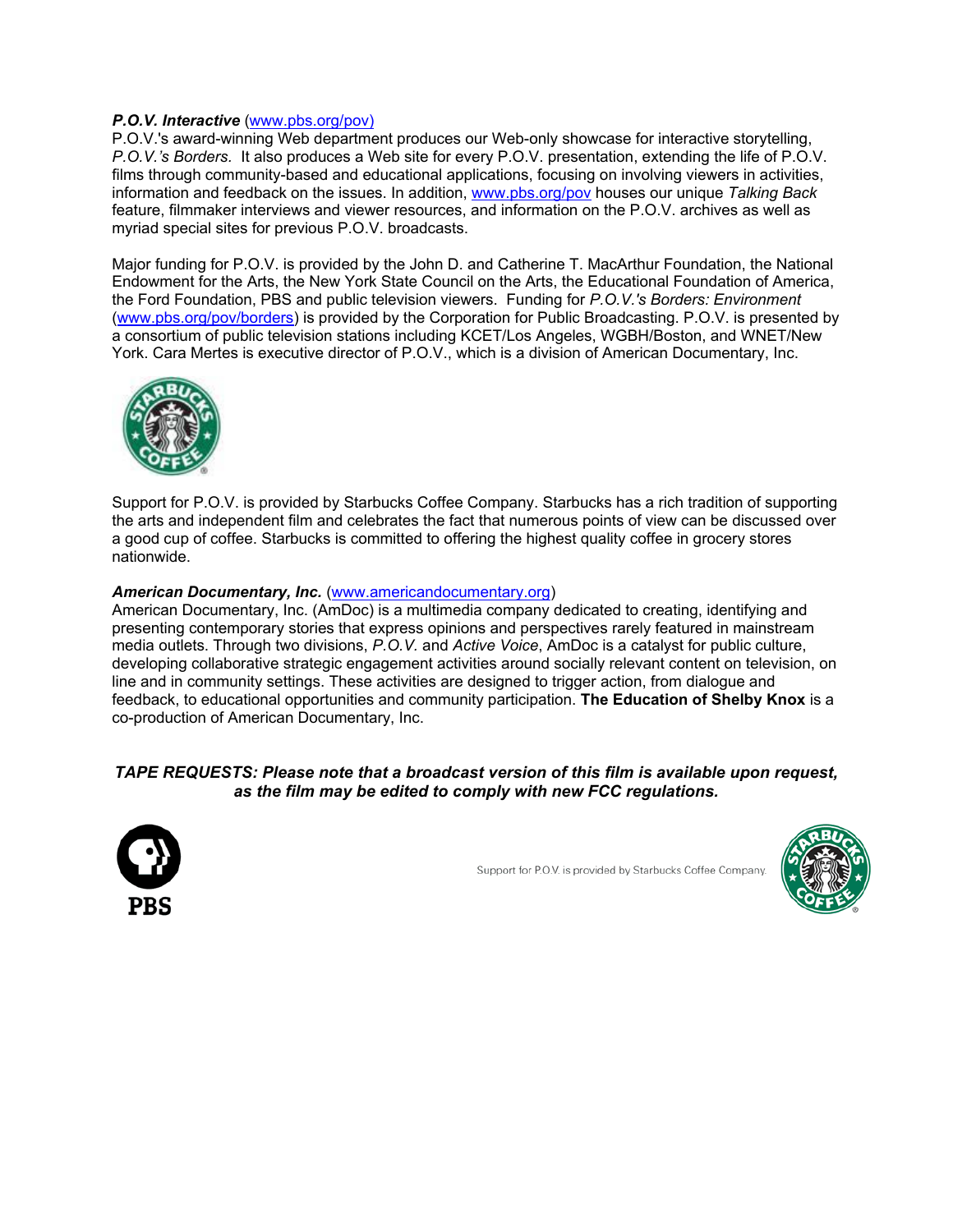***P.O.V. Interactive*** (www.pbs.org/pov)
P.O.V.'s award-winning Web department produces our Web-only showcase for interactive storytelling, *P.O.V.'s Borders.* It also produces a Web site for every P.O.V. presentation, extending the life of P.O.V. films through community-based and educational applications, focusing on involving viewers in activities, information and feedback on the issues. In addition, www.pbs.org/pov houses our unique *Talking Back* feature, filmmaker interviews and viewer resources, and information on the P.O.V. archives as well as myriad special sites for previous P.O.V. broadcasts.

Major funding for P.O.V. is provided by the John D. and Catherine T. MacArthur Foundation, the National Endowment for the Arts, the New York State Council on the Arts, the Educational Foundation of America, the Ford Foundation, PBS and public television viewers. Funding for *P.O.V.'s Borders: Environment* (www.pbs.org/pov/borders) is provided by the Corporation for Public Broadcasting. P.O.V. is presented by a consortium of public television stations including KCET/Los Angeles, WGBH/Boston, and WNET/New York. Cara Mertes is executive director of P.O.V., which is a division of American Documentary, Inc.

Support for P.O.V. is provided by Starbucks Coffee Company. Starbucks has a rich tradition of supporting the arts and independent film and celebrates the fact that numerous points of view can be discussed over a good cup of coffee. Starbucks is committed to offering the highest quality coffee in grocery stores nationwide.

***American Documentary, Inc.*** (www.americandocumentary.org)
American Documentary, Inc. (AmDoc) is a multimedia company dedicated to creating, identifying and presenting contemporary stories that express opinions and perspectives rarely featured in mainstream media outlets. Through two divisions, *P.O.V.* and *Active Voice*, AmDoc is a catalyst for public culture, developing collaborative strategic engagement activities around socially relevant content on television, on line and in community settings. These activities are designed to trigger action, from dialogue and feedback, to educational opportunities and community participation. **The Education of Shelby Knox** is a co-production of American Documentary, Inc.

***TAPE REQUESTS: Please note that a broadcast version of this film is available upon request, as the film may be edited to comply with new FCC regulations.***

PBS

Support for P.O.V. is provided by Starbucks Coffee Company.